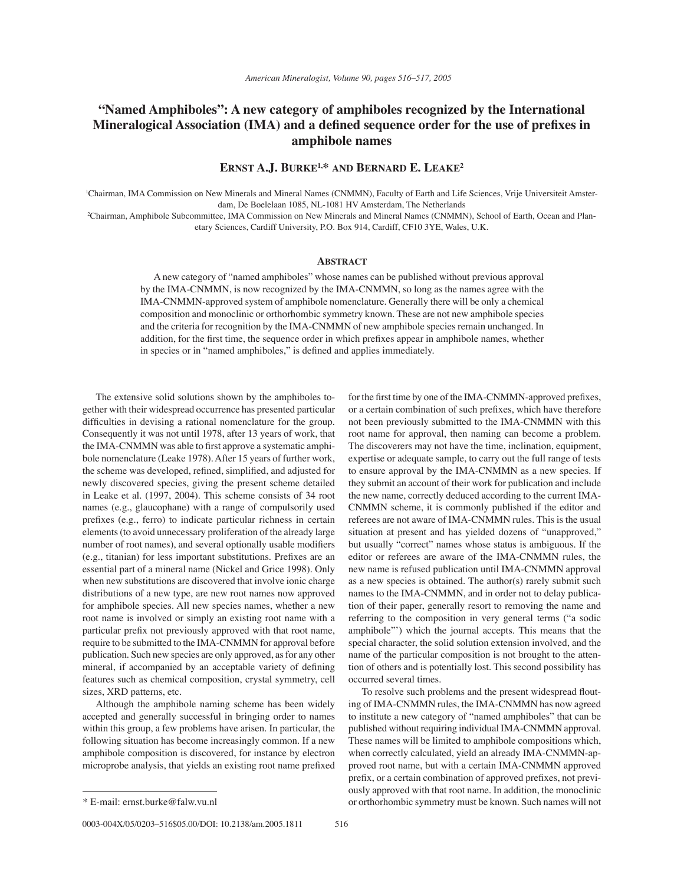# "Named Amphiboles": A new category of amphiboles recognized by the International Mineralogical Association (IMA) and a defined sequence order for the use of prefixes in amphibole names

**Ernst A.J. Burke[1,*] and Bernard E. Leake[2]**

[1]Chairman, IMA Commission on New Minerals and Mineral Names (CNMMN), Faculty of Earth and Life Sciences, Vrije Universiteit Amsterdam, De Boelelaan 1085, NL-1081 HV Amsterdam, The Netherlands

[2]Chairman, Amphibole Subcommittee, IMA Commission on New Minerals and Mineral Names (CNMMN), School of Earth, Ocean and Planetary Sciences, Cardiff University, P.O. Box 914, Cardiff, CF10 3YE, Wales, U.K.

## Abstract

A new category of "named amphiboles" whose names can be published without previous approval by the IMA-CNMMN, is now recognized by the IMA-CNMMN, so long as the names agree with the IMA-CNMMN-approved system of amphibole nomenclature. Generally there will be only a chemical composition and monoclinic or orthorhombic symmetry known. These are not new amphibole species and the criteria for recognition by the IMA-CNMMN of new amphibole species remain unchanged. In addition, for the first time, the sequence order in which prefixes appear in amphibole names, whether in species or in "named amphiboles," is defined and applies immediately.

The extensive solid solutions shown by the amphiboles together with their widespread occurrence has presented particular difficulties in devising a rational nomenclature for the group. Consequently it was not until 1978, after 13 years of work, that the IMA-CNMMN was able to first approve a systematic amphibole nomenclature (Leake 1978). After 15 years of further work, the scheme was developed, refined, simplified, and adjusted for newly discovered species, giving the present scheme detailed in Leake et al. (1997, 2004). This scheme consists of 34 root names (e.g., glaucophane) with a range of compulsorily used prefixes (e.g., ferro) to indicate particular richness in certain elements (to avoid unnecessary proliferation of the already large number of root names), and several optionally usable modifiers (e.g., titanian) for less important substitutions. Prefixes are an essential part of a mineral name (Nickel and Grice 1998). Only when new substitutions are discovered that involve ionic charge distributions of a new type, are new root names now approved for amphibole species. All new species names, whether a new root name is involved or simply an existing root name with a particular prefix not previously approved with that root name, require to be submitted to the IMA-CNMMN for approval before publication. Such new species are only approved, as for any other mineral, if accompanied by an acceptable variety of defining features such as chemical composition, crystal symmetry, cell sizes, XRD patterns, etc.

Although the amphibole naming scheme has been widely accepted and generally successful in bringing order to names within this group, a few problems have arisen. In particular, the following situation has become increasingly common. If a new amphibole composition is discovered, for instance by electron microprobe analysis, that yields an existing root name prefixed for the first time by one of the IMA-CNMMN-approved prefixes, or a certain combination of such prefixes, which have therefore not been previously submitted to the IMA-CNMMN with this root name for approval, then naming can become a problem. The discoverers may not have the time, inclination, equipment, expertise or adequate sample, to carry out the full range of tests to ensure approval by the IMA-CNMMN as a new species. If they submit an account of their work for publication and include the new name, correctly deduced according to the current IMA-CNMMN scheme, it is commonly published if the editor and referees are not aware of IMA-CNMMN rules. This is the usual situation at present and has yielded dozens of "unapproved," but usually "correct" names whose status is ambiguous. If the editor or referees are aware of the IMA-CNMMN rules, the new name is refused publication until IMA-CNMMN approval as a new species is obtained. The author(s) rarely submit such names to the IMA-CNMMN, and in order not to delay publication of their paper, generally resort to removing the name and referring to the composition in very general terms ("a sodic amphibole"') which the journal accepts. This means that the special character, the solid solution extension involved, and the name of the particular composition is not brought to the attention of others and is potentially lost. This second possibility has occurred several times.

To resolve such problems and the present widespread flouting of IMA-CNMMN rules, the IMA-CNMMN has now agreed to institute a new category of "named amphiboles" that can be published without requiring individual IMA-CNMMN approval. These names will be limited to amphibole compositions which, when correctly calculated, yield an already IMA-CNMMN-approved root name, but with a certain IMA-CNMMN approved prefix, or a certain combination of approved prefixes, not previously approved with that root name. In addition, the monoclinic or orthorhombic symmetry must be known. Such names will not

\* E-mail: ernst.burke@falw.vu.nl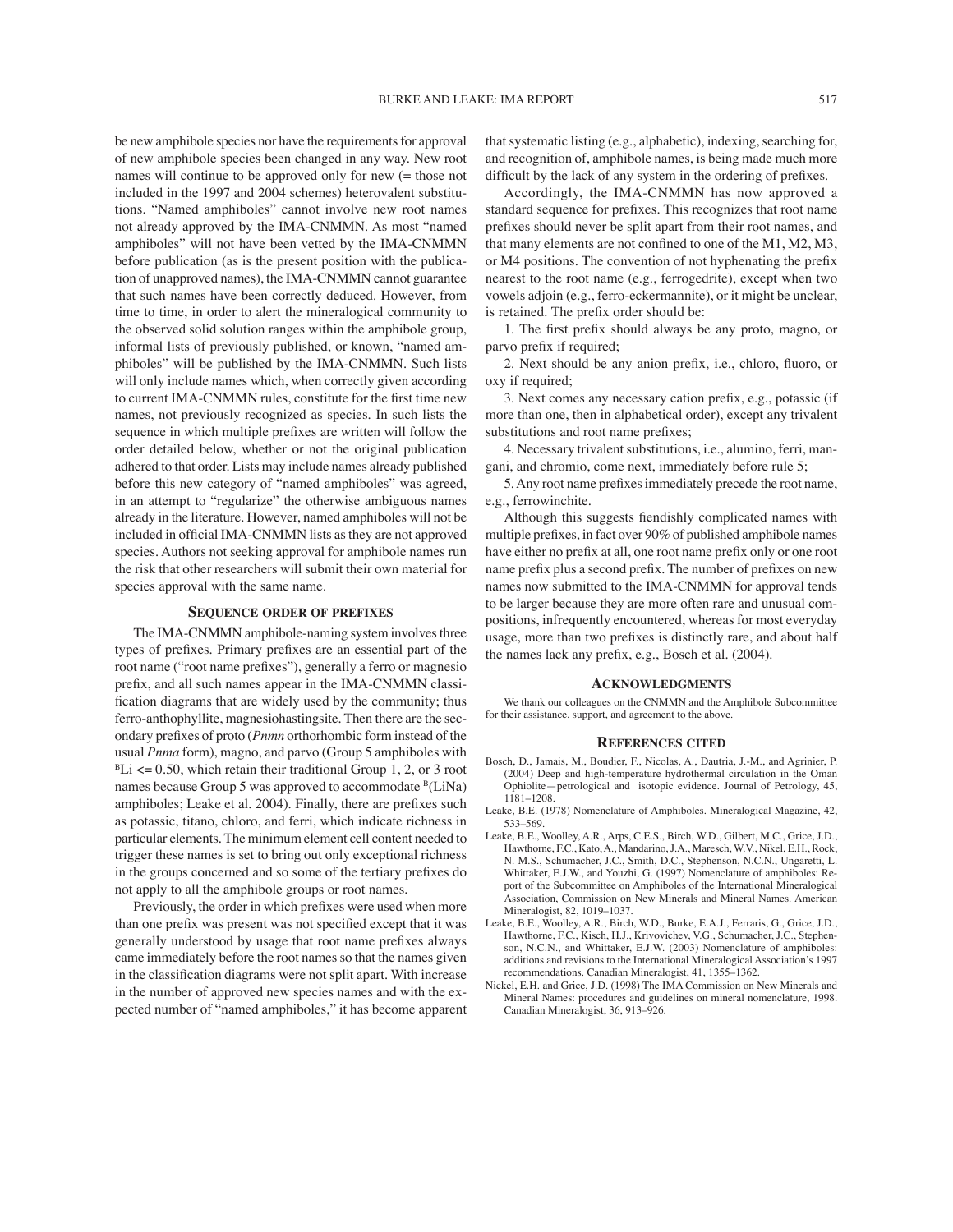be new amphibole species nor have the requirements for approval of new amphibole species been changed in any way. New root names will continue to be approved only for new (= those not included in the 1997 and 2004 schemes) heterovalent substitutions. "Named amphiboles" cannot involve new root names not already approved by the IMA-CNMMN. As most "named amphiboles" will not have been vetted by the IMA-CNMMN before publication (as is the present position with the publication of unapproved names), the IMA-CNMMN cannot guarantee that such names have been correctly deduced. However, from time to time, in order to alert the mineralogical community to the observed solid solution ranges within the amphibole group, informal lists of previously published, or known, "named amphiboles" will be published by the IMA-CNMMN. Such lists will only include names which, when correctly given according to current IMA-CNMMN rules, constitute for the first time new names, not previously recognized as species. In such lists the sequence in which multiple prefixes are written will follow the order detailed below, whether or not the original publication adhered to that order. Lists may include names already published before this new category of "named amphiboles" was agreed, in an attempt to "regularize" the otherwise ambiguous names already in the literature. However, named amphiboles will not be included in official IMA-CNMMN lists as they are not approved species. Authors not seeking approval for amphibole names run the risk that other researchers will submit their own material for species approval with the same name.

## Sequence order of prefixes

The IMA-CNMMN amphibole-naming system involves three types of prefixes. Primary prefixes are an essential part of the root name ("root name prefixes"), generally a ferro or magnesio prefix, and all such names appear in the IMA-CNMMN classification diagrams that are widely used by the community; thus ferro-anthophyllite, magnesiohastingsite. Then there are the secondary prefixes of proto (*Pnmn* orthorhombic form instead of the usual *Pnma* form), magno, and parvo (Group 5 amphiboles with $^{B}Li <= 0.50$, which retain their traditional Group 1, 2, or 3 root names because Group 5 was approved to accommodate $^{B}(LiNa)$ amphiboles; Leake et al. 2004). Finally, there are prefixes such as potassic, titano, chloro, and ferri, which indicate richness in particular elements. The minimum element cell content needed to trigger these names is set to bring out only exceptional richness in the groups concerned and so some of the tertiary prefixes do not apply to all the amphibole groups or root names.

Previously, the order in which prefixes were used when more than one prefix was present was not specified except that it was generally understood by usage that root name prefixes always came immediately before the root names so that the names given in the classification diagrams were not split apart. With increase in the number of approved new species names and with the expected number of "named amphiboles," it has become apparent that systematic listing (e.g., alphabetic), indexing, searching for, and recognition of, amphibole names, is being made much more difficult by the lack of any system in the ordering of prefixes.

Accordingly, the IMA-CNMMN has now approved a standard sequence for prefixes. This recognizes that root name prefixes should never be split apart from their root names, and that many elements are not confined to one of the M1, M2, M3, or M4 positions. The convention of not hyphenating the prefix nearest to the root name (e.g., ferrogedrite), except when two vowels adjoin (e.g., ferro-eckermannite), or it might be unclear, is retained. The prefix order should be:

1. The first prefix should always be any proto, magno, or parvo prefix if required;

2. Next should be any anion prefix, i.e., chloro, fluoro, or oxy if required;

3. Next comes any necessary cation prefix, e.g., potassic (if more than one, then in alphabetical order), except any trivalent substitutions and root name prefixes;

4. Necessary trivalent substitutions, i.e., alumino, ferri, mangani, and chromio, come next, immediately before rule 5;

5. Any root name prefixes immediately precede the root name, e.g., ferrowinchite.

Although this suggests fiendishly complicated names with multiple prefixes, in fact over 90% of published amphibole names have either no prefix at all, one root name prefix only or one root name prefix plus a second prefix. The number of prefixes on new names now submitted to the IMA-CNMMN for approval tends to be larger because they are more often rare and unusual compositions, infrequently encountered, whereas for most everyday usage, more than two prefixes is distinctly rare, and about half the names lack any prefix, e.g., Bosch et al. (2004).

## Acknowledgments

We thank our colleagues on the CNMMN and the Amphibole Subcommittee for their assistance, support, and agreement to the above.

## References cited

Bosch, D., Jamais, M., Boudier, F., Nicolas, A., Dautria, J.-M., and Agrinier, P. (2004) Deep and high-temperature hydrothermal circulation in the Oman Ophiolite—petrological and isotopic evidence. Journal of Petrology, 45, 1181–1208.

Leake, B.E. (1978) Nomenclature of Amphiboles. Mineralogical Magazine, 42, 533–569.

Leake, B.E., Woolley, A.R., Arps, C.E.S., Birch, W.D., Gilbert, M.C., Grice, J.D., Hawthorne, F.C., Kato, A., Mandarino, J.A., Maresch, W.V., Nikel, E.H., Rock, N. M.S., Schumacher, J.C., Smith, D.C., Stephenson, N.C.N., Ungaretti, L. Whittaker, E.J.W., and Youzhi, G. (1997) Nomenclature of amphiboles: Report of the Subcommittee on Amphiboles of the International Mineralogical Association, Commission on New Minerals and Mineral Names. American Mineralogist, 82, 1019–1037.

Leake, B.E., Woolley, A.R., Birch, W.D., Burke, E.A.J., Ferraris, G., Grice, J.D., Hawthorne, F.C., Kisch, H.J., Krivovichev, V.G., Schumacher, J.C., Stephenson, N.C.N., and Whittaker, E.J.W. (2003) Nomenclature of amphiboles: additions and revisions to the International Mineralogical Association's 1997 recommendations. Canadian Mineralogist, 41, 1355–1362.

Nickel, E.H. and Grice, J.D. (1998) The IMA Commission on New Minerals and Mineral Names: procedures and guidelines on mineral nomenclature, 1998. Canadian Mineralogist, 36, 913–926.